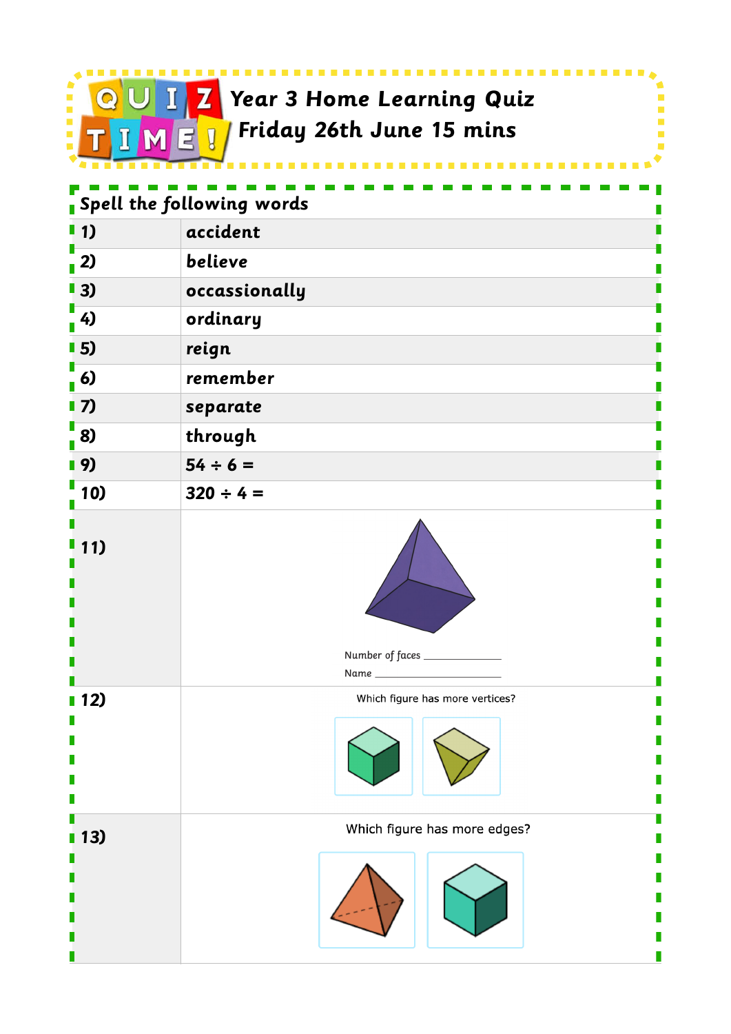# QUIZ TIME! Year 3 Home Learning Quiz
## Friday 26th June 15 mins

| Spell the following words | |
|---|---|
| 1) | accident |
| 2) | believe |
| 3) | occassionally |
| 4) | ordinary |
| 5) | reign |
| 6) | remember |
| 7) | separate |
| 8) | through |
| 9) | 54 ÷ 6 = |
| 10) | 320 ÷ 4 = |
| 11) | Number of faces ______________ <br> Name ______________ |
| 12) | Which figure has more vertices? |
| 13) | Which figure has more edges? |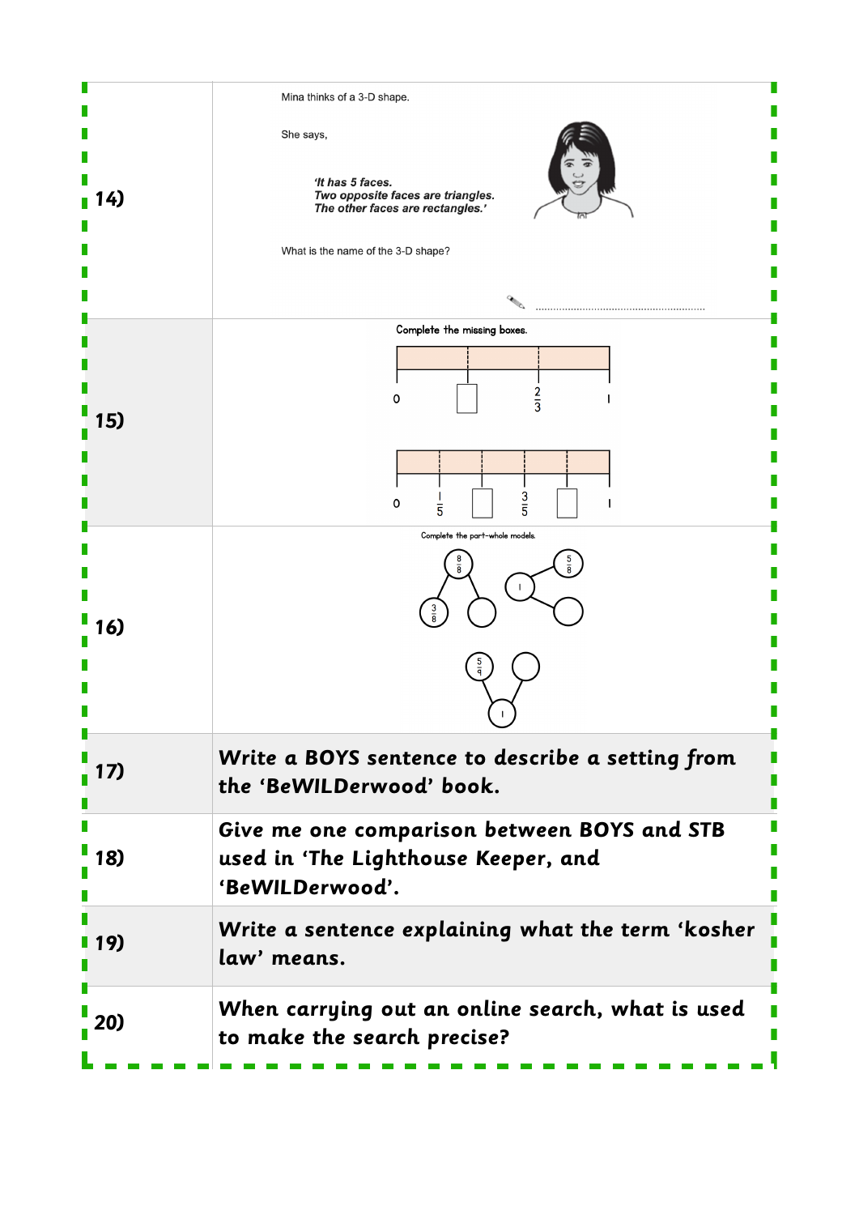| | |
|---|---|
| 14) | Mina thinks of a 3-D shape.<br><br>She says,<br><br>*'It has 5 faces.*<br>*Two opposite faces are triangles.*<br>*The other faces are rectangles.'*<br><br>What is the name of the 3-D shape?<br><br>........................................................ |
| 15) | Complete the missing boxes.<br><br>0 □ $\frac{2}{3}$ 1<br><br>0 $\frac{1}{5}$ □ $\frac{3}{5}$ □ 1 |
| 16) | Complete the part-whole models.<br><br>$\frac{8}{8}$ → $\frac{3}{8}$, □<br><br>1 → $\frac{5}{8}$, □<br><br>1 → $\frac{5}{9}$, □ |
| 17) | **Write a BOYS sentence to describe a setting from the 'BeWILDerwood' book.** |
| 18) | **Give me one comparison between BOYS and STB used in 'The Lighthouse Keeper, and 'BeWILDerwood'.** |
| 19) | **Write a sentence explaining what the term 'kosher law' means.** |
| 20) | **When carrying out an online search, what is used to make the search precise?** |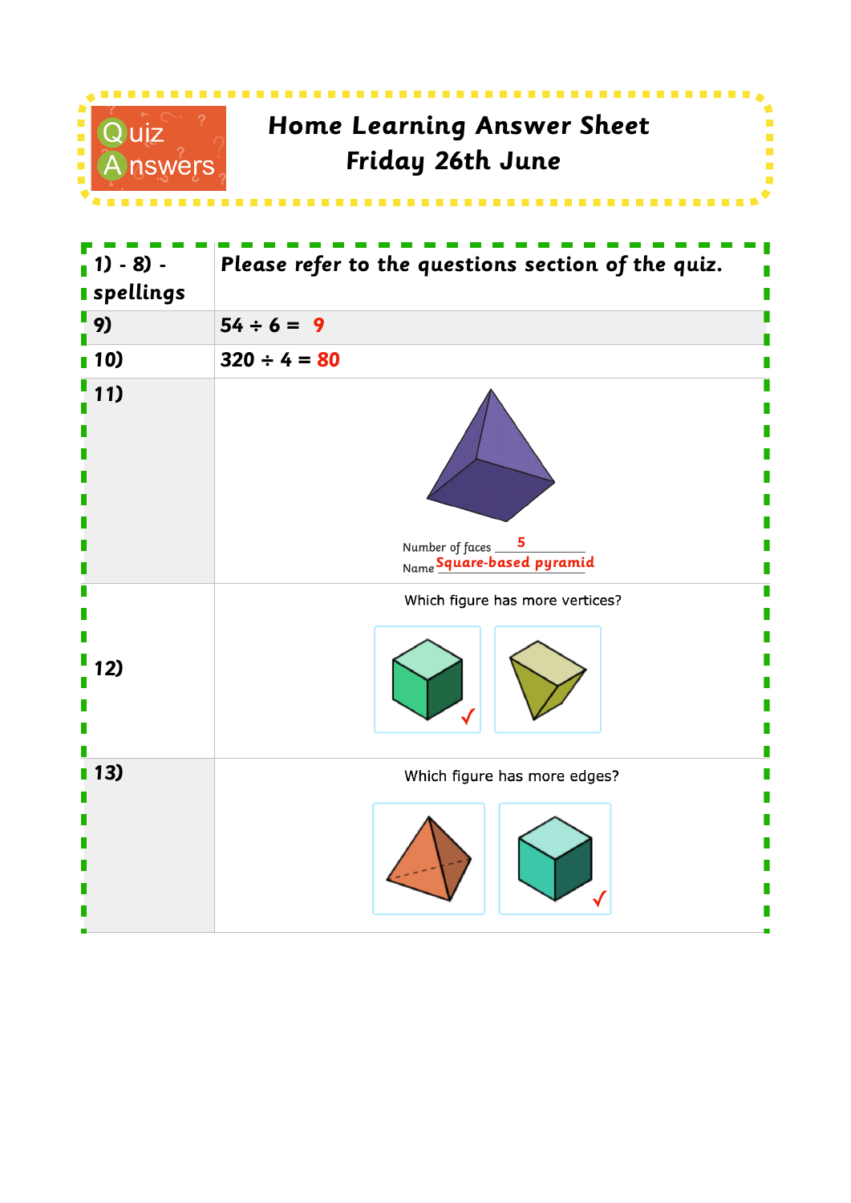Quiz Answers

# Home Learning Answer Sheet
## Friday 26th June

| | |
|---|---|
| 1) - 8) - spellings | *Please refer to the questions section of the quiz.* |
| 9) | 54 ÷ 6 = 9 |
| 10) | 320 ÷ 4 = 80 |
| 11) | Number of faces 5<br>Name Square-based pyramid |
| 12) | Which figure has more vertices? ✓ (cube) |
| 13) | Which figure has more edges? ✓ (cube) |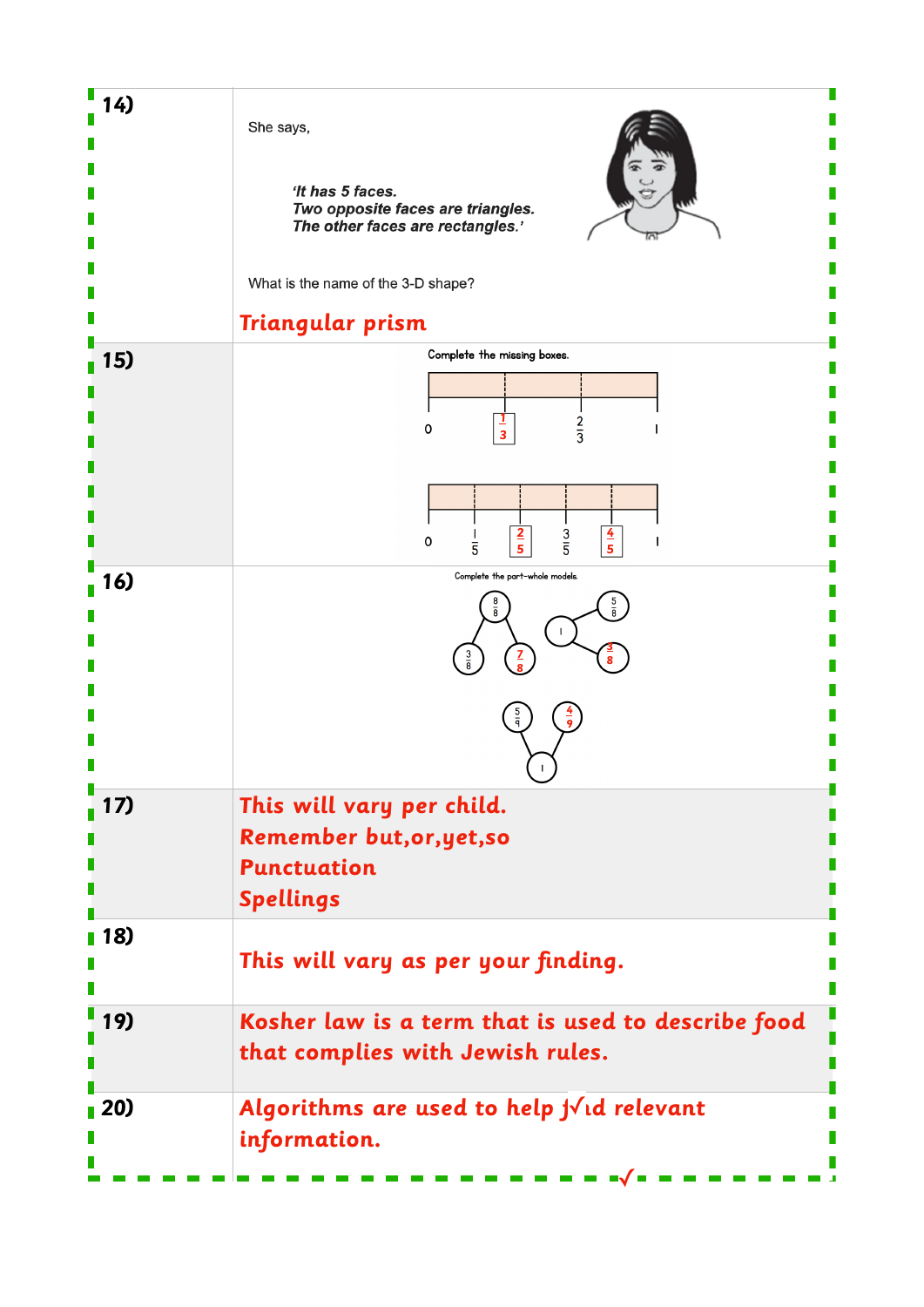| | |
|---|---|
| 14) | She says,<br><br>*'It has 5 faces.<br>Two opposite faces are triangles.<br>The other faces are rectangles.'*<br><br>What is the name of the 3-D shape?<br><br>Triangular prism |
| 15) | Complete the missing boxes.<br><br>0 $\frac{1}{3}$ $\frac{2}{3}$ 1<br><br>0 $\frac{1}{5}$ $\frac{2}{5}$ $\frac{3}{5}$ $\frac{4}{5}$ 1 |
| 16) | Complete the part-whole models.<br><br>$\frac{8}{8}$: $\frac{3}{8}$, $\frac{7}{8}$<br><br>1: $\frac{5}{8}$, $\frac{3}{8}$<br><br>1: $\frac{5}{9}$, $\frac{4}{9}$ |
| 17) | This will vary per child.<br>Remember but,or,yet,so<br>Punctuation<br>Spellings |
| 18) | This will vary as per your finding. |
| 19) | Kosher law is a term that is used to describe food that complies with Jewish rules. |
| 20) | Algorithms are used to help find relevant information. |